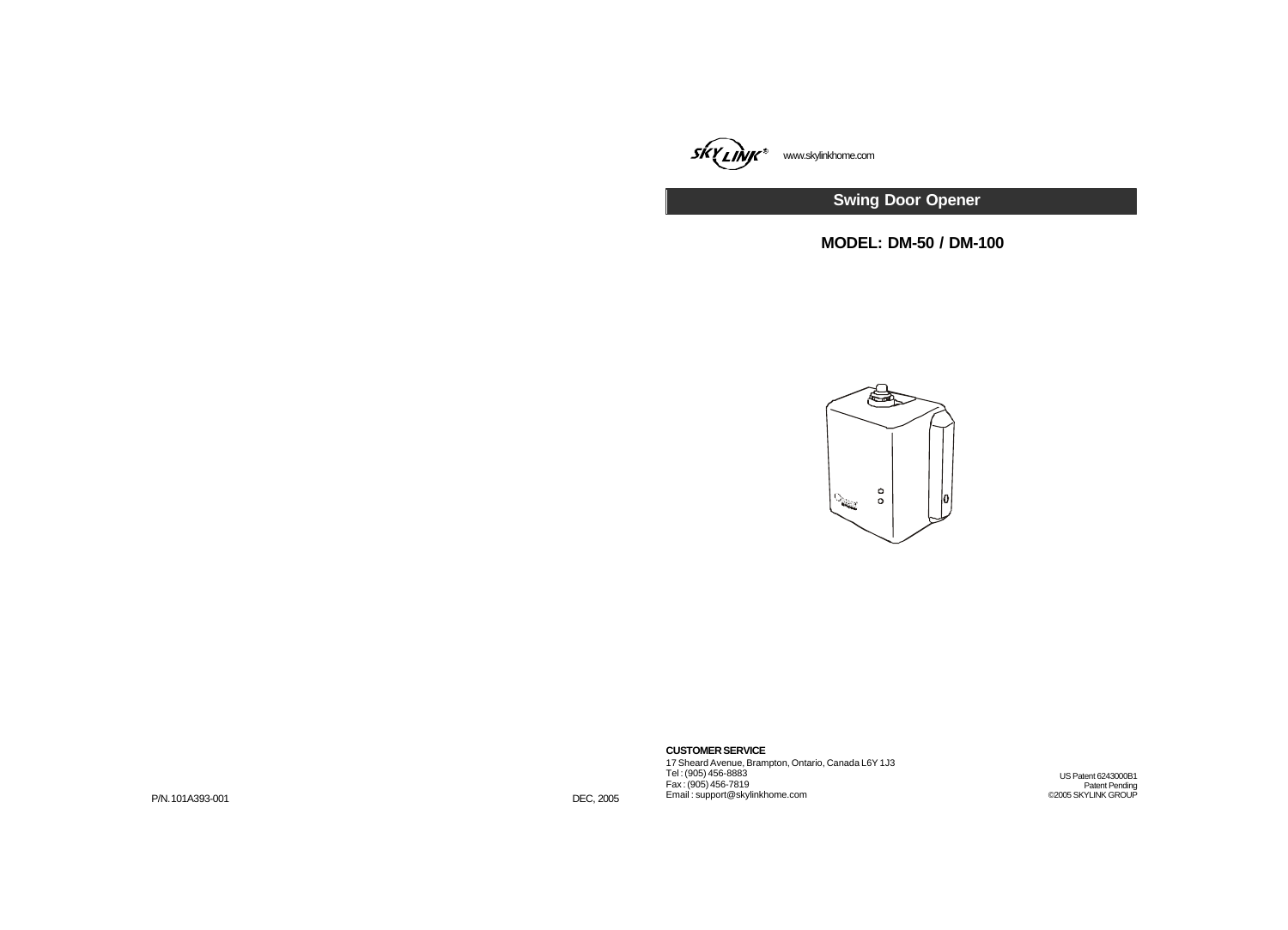SKYLINK® www.skylinkhome.com

# Swing Door Opener

## MODEL: DM-50 / DM-100

**CUSTOMER SERVICE**

17 Sheard Avenue, Brampton, Ontario, Canada L6Y 1J3
Tel : (905) 456-8883
Fax : (905) 456-7819
Email : support@skylinkhome.com

US Patent 6243000B1
Patent Pending
©2005 SKYLINK GROUP

P/N.101A393-001

DEC, 2005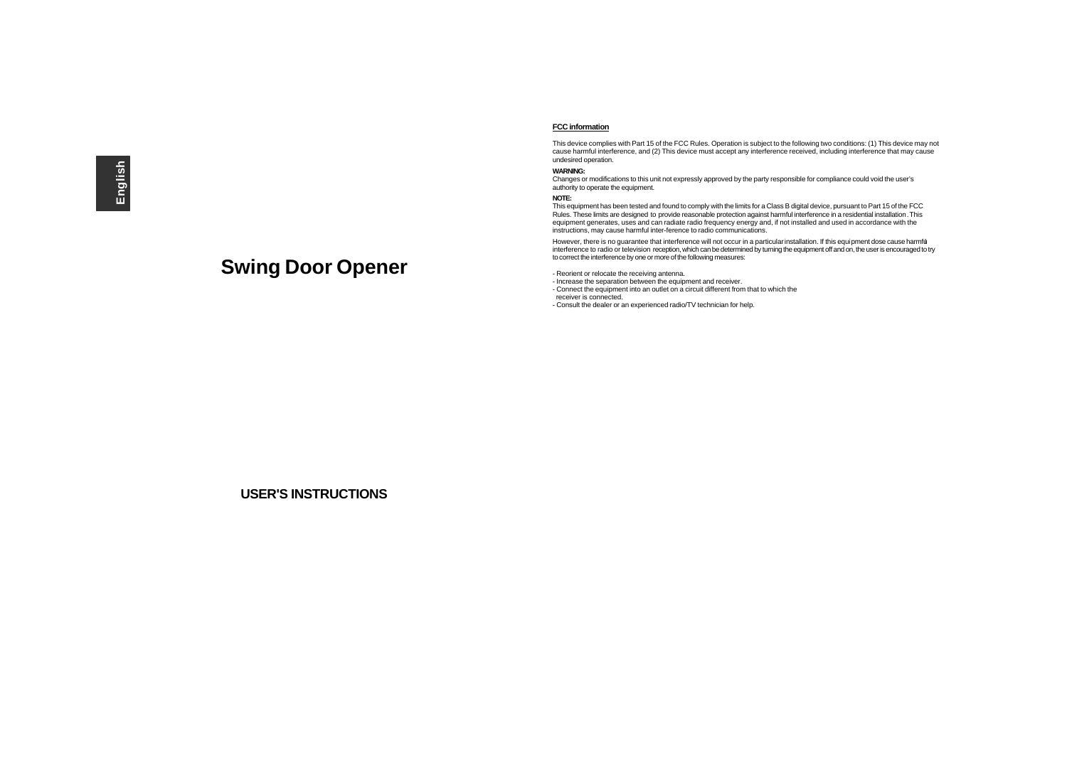English

# Swing Door Opener

## USER'S INSTRUCTIONS

**FCC information**

This device complies with Part 15 of the FCC Rules. Operation is subject to the following two conditions: (1) This device may not cause harmful interference, and (2) This device must accept any interference received, including interference that may cause undesired operation.

**WARNING:**
Changes or modifications to this unit not expressly approved by the party responsible for compliance could void the user's authority to operate the equipment.

**NOTE:**
This equipment has been tested and found to comply with the limits for a Class B digital device, pursuant to Part 15 of the FCC Rules. These limits are designed to provide reasonable protection against harmful interference in a residential installation. This equipment generates, uses and can radiate radio frequency energy and, if not installed and used in accordance with the instructions, may cause harmful inter-ference to radio communications.

However, there is no guarantee that interference will not occur in a particular installation. If this equipment dose cause harmful interference to radio or television reception, which can be determined by turning the equipment off and on, the user is encouraged to try to correct the interference by one or more of the following measures:

- Reorient or relocate the receiving antenna.
- Increase the separation between the equipment and receiver.
- Connect the equipment into an outlet on a circuit different from that to which the receiver is connected.
- Consult the dealer or an experienced radio/TV technician for help.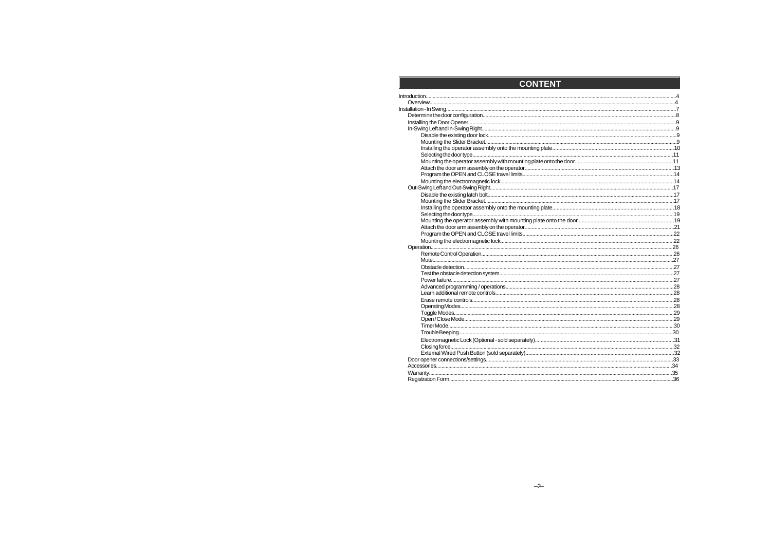# CONTENT

- Introduction....4
  - Overview....4
- Installation - In Swing....7
  - Determine the door configuration....8
  - Installing the Door Opener....9
  - In-Swing Left and In-Swing Right....9
    - Disable the existing door lock....9
    - Mounting the Slider Bracket....9
    - Installing the operator assembly onto the mounting plate....10
    - Selecting the door type....11
    - Mounting the operator assembly with mounting plate onto the door....11
    - Attach the door arm assenbly on the operator....13
    - Program the OPEN and CLOSE travel limits....14
    - Mounting the electromagnetic lock....14
  - Out-Swing Left and Out-Swing Right....17
    - Disable the existing latch bolt....17
    - Mounting the Slider Bracket....17
    - Installing the operator assembly onto the mounting plate....18
    - Selecting the door type....19
    - Mounting the operator assembly with mounting plate onto the door....19
    - Attach the door arm assenbly on the operator....21
    - Program the OPEN and CLOSE travel limits....22
    - Mounting the electromagnetic lock....22
  - Operation....26
    - Remote Control Operation....26
    - Mute....27
    - Obstacle detection....27
    - Test the obstacle detection system....27
    - Power failure....27
    - Advanced programming / operations....28
    - Learn additional remote controls....28
    - Erase remote controls....28
    - Operating Modes....28
    - Toggle Modes....29
    - Open / Close Mode....29
    - Timer Mode....30
    - Trouble Beeping....30
    - Electromagnetic Lock (Optional - sold separately)....31
    - Closing force....32
    - External Wired Push Button (sold separately)....32
  - Door opener connections/settings....33
  - Accessories....34
  - Warranty....35
  - Registration Form....36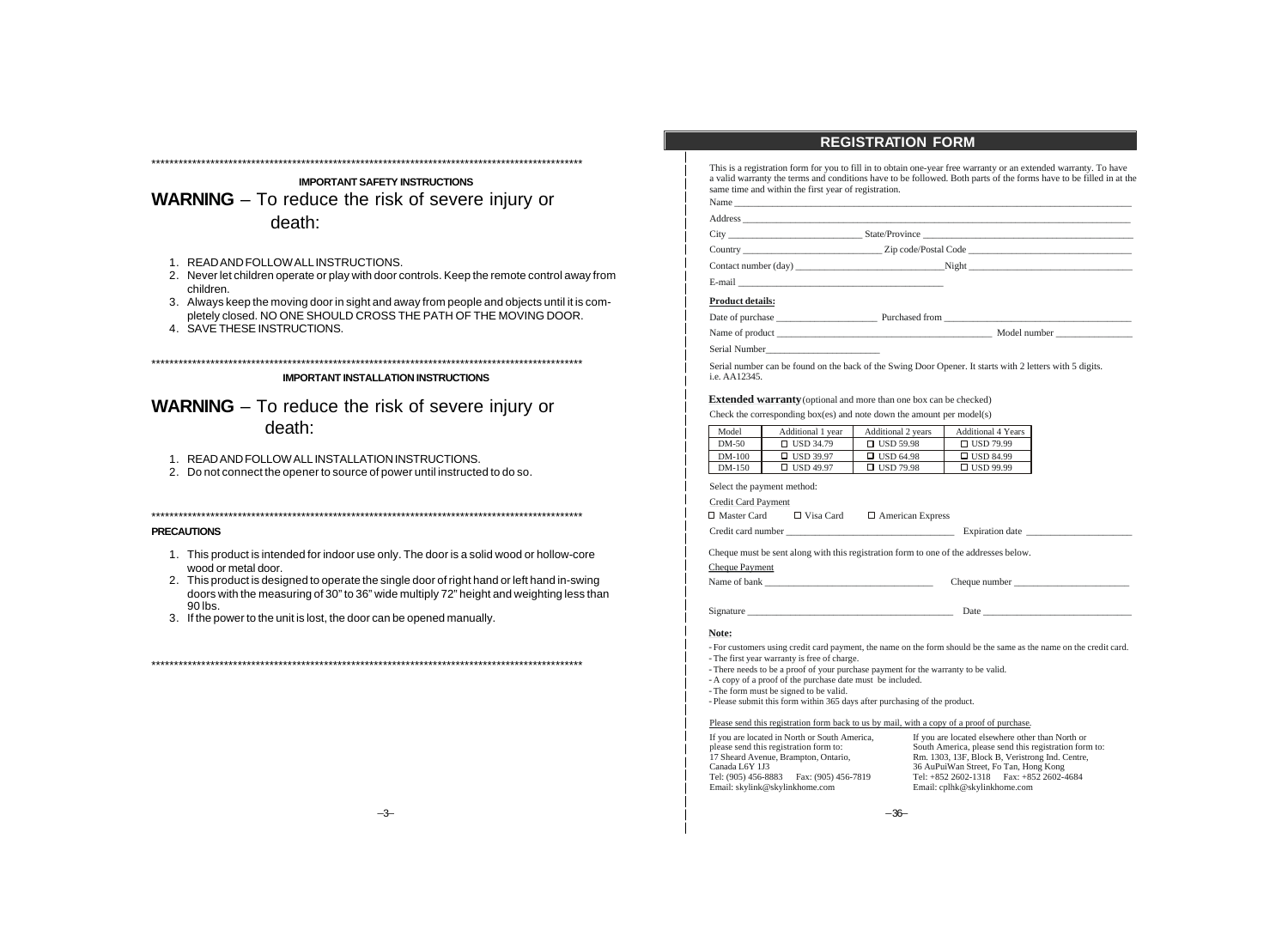***

**IMPORTANT SAFETY INSTRUCTIONS**

## **WARNING** – To reduce the risk of severe injury or death:

1. READ AND FOLLOW ALL INSTRUCTIONS.
2. Never let children operate or play with door controls. Keep the remote control away from children.
3. Always keep the moving door in sight and away from people and objects until it is completely closed. NO ONE SHOULD CROSS THE PATH OF THE MOVING DOOR.
4. SAVE THESE INSTRUCTIONS.

***

**IMPORTANT INSTALLATION INSTRUCTIONS**

## **WARNING** – To reduce the risk of severe injury or death:

1. READ AND FOLLOW ALL INSTALLATION INSTRUCTIONS.
2. Do not connect the opener to source of power until instructed to do so.

***

**PRECAUTIONS**

1. This product is intended for indoor use only. The door is a solid wood or hollow-core wood or metal door.
2. This product is designed to operate the single door of right hand or left hand in-swing doors with the measuring of 30" to 36" wide multiply 72" height and weighting less than 90 lbs.
3. If the power to the unit is lost, the door can be opened manually.

***

## REGISTRATION FORM

This is a registration form for you to fill in to obtain one-year free warranty or an extended warranty. To have a valid warranty the terms and conditions have to be followed. Both parts of the forms have to be filled in at the same time and within the first year of registration.

Name ______________________________

Address ______________________________

City ______________ State/Province ______________

Country ______________ Zip code/Postal Code ______________

Contact number (day) ______________ Night ______________

E-mail ______________________________

**Product details:**

Date of purchase ______________ Purchased from ______________

Name of product ______________ Model number ______________

Serial Number______________

Serial number can be found on the back of the Swing Door Opener. It starts with 2 letters with 5 digits. i.e. AA12345.

**Extended warranty** (optional and more than one box can be checked)

Check the corresponding box(es) and note down the amount per model(s)

| Model | Additional 1 year | Additional 2 years | Additional 4 Years |
|---|---|---|---|
| DM-50 | ☐ USD 34.79 | ☐ USD 59.98 | ☐ USD 79.99 |
| DM-100 | ☐ USD 39.97 | ☐ USD 64.98 | ☐ USD 84.99 |
| DM-150 | ☐ USD 49.97 | ☐ USD 79.98 | ☐ USD 99.99 |

Select the payment method:

Credit Card Payment

☐ Master Card ☐ Visa Card ☐ American Express

Credit card number ______________ Expiration date ______________

Cheque must be sent along with this registration form to one of the addresses below.

Cheque Payment

Name of bank ______________ Cheque number ______________

Signature ______________ Date ______________

**Note:**

- For customers using credit card payment, the name on the form should be the same as the name on the credit card.
- The first year warranty is free of charge.
- There needs to be a proof of your purchase payment for the warranty to be valid.
- A copy of a proof of the purchase date must be included.
- The form must be signed to be valid.
- Please submit this form within 365 days after purchasing of the product.

Please send this registration form back to us by mail, with a copy of a proof of purchase.

If you are located in North or South America, please send this registration form to:
17 Sheard Avenue, Brampton, Ontario,
Canada L6Y 1J3
Tel: (905) 456-8883 Fax: (905) 456-7819
Email: skylink@skylinkhome.com

If you are located elsewhere other than North or South America, please send this registration form to:
Rm. 1303, 13F, Block B, Veristrong Ind. Centre,
36 AuPuiWan Street, Fo Tan, Hong Kong
Tel: +852 2602-1318 Fax: +852 2602-4684
Email: cplhk@skylinkhome.com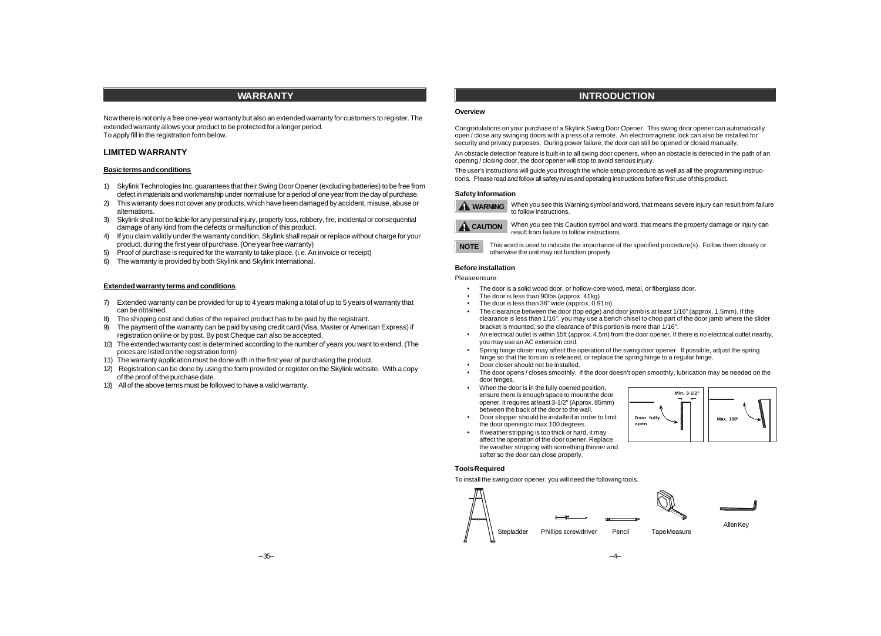## WARRANTY

Now there is not only a free one-year warranty but also an extended warranty for customers to register. The extended warranty allows your product to be protected for a longer period.
To apply fill in the registration form below.

### LIMITED WARRANTY

**Basic terms and conditions**

1) Skylink Technologies Inc. guarantees that their Swing Door Opener (excluding batteries) to be free from defect in materials and workmanship under normal use for a period of one year from the day of purchase.
2) This warranty does not cover any products, which have been damaged by accident, misuse, abuse or alternations.
3) Skylink shall not be liable for any personal injury, property loss, robbery, fire, incidental or consequential damage of any kind from the defects or malfunction of this product.
4) If you claim validly under the warranty condition, Skylink shall repair or replace without charge for your product, during the first year of purchase. (One year free warranty)
5) Proof of purchase is required for the warranty to take place. (i.e. An invoice or receipt)
6) The warranty is provided by both Skylink and Skylink International.

**Extended warranty terms and conditions**

7) Extended warranty can be provided for up to 4 years making a total of up to 5 years of warranty that can be obtained.
8) The shipping cost and duties of the repaired product has to be paid by the registrant.
9) The payment of the warranty can be paid by using credit card (Visa, Master or American Express) if registration online or by post. By post Cheque can also be accepted.
10) The extended warranty cost is determined according to the number of years you want to extend. (The prices are listed on the registration form)
11) The warranty application must be done with in the first year of purchasing the product.
12) Registration can be done by using the form provided or register on the Skylink website. With a copy of the proof of the purchase date.
13) All of the above terms must be followed to have a valid warranty.

## INTRODUCTION

**Overview**

Congratulations on your purchase of a Skylink Swing Door Opener. This swing door opener can automatically open / close any swinging doors with a press of a remote. An electromagnetic lock can also be installed for security and privacy purposes. During power failure, the door can still be opened or closed manually.

An obstacle detection feature is built-in to all swing door openers, when an obstacle is detected in the path of an opening / closing door, the door opener will stop to avoid serious injury.

The user's instructions will guide you through the whole setup procedure as well as all the programming instructions. Please read and follow all safety rules and operating instructions before first use of this product.

**Safety Information**

**WARNING** When you see this Warning symbol and word, that means severe injury can result from failure to follow instructions.

**CAUTION** When you see this Caution symbol and word, that means the property damage or injury can result from failure to follow instructions.

**NOTE** This word is used to indicate the importance of the specified procedure(s). Follow them closely or otherwise the unit may not function properly.

**Before installation**

Please ensure:

- The door is a solid wood door, or hollow-core wood, metal, or fiberglass door.
- The door is less than 90lbs (approx. 41kg)
- The door is less than 36" wide (approx. 0.91m)
- The clearance between the door (top edge) and door jamb is at least 1/16" (approx. 1.5mm). If the clearance is less than 1/16", you may use a bench chisel to chop part of the door jamb where the slider bracket is mounted, so the clearance of this portion is more than 1/16".
- An electrical outlet is within 15ft (approx. 4.5m) from the door opener. If there is no electrical outlet nearby, you may use an AC extension cord.
- Spring hinge closer may affect the operation of the swing door opener. If possible, adjust the spring hinge so that the torsion is released, or replace the spring hinge to a regular hinge.
- Door closer should not be installed.
- The door opens / closes smoothly. If the door doesn't open smoothly, lubrication may be needed on the door hinges.
- When the door is in the fully opened position, ensure there is enough space to mount the door opener. It requires at least 3-1/2" (Approx. 85mm) between the back of the door to the wall.
- Door stopper should be installed in order to limit the door opening to max.100 degrees.
- If weather stripping is too thick or hard, it may affect the operation of the door opener. Replace the weather stripping with something thinner and softer so the door can close properly.

Min. 3-1/2" — Door fully open — Max. 100°

**Tools Required**

To install the swing door opener, you will need the following tools.

Stepladder, Phillips screwdriver, Pencil, Tape Measure, Allen Key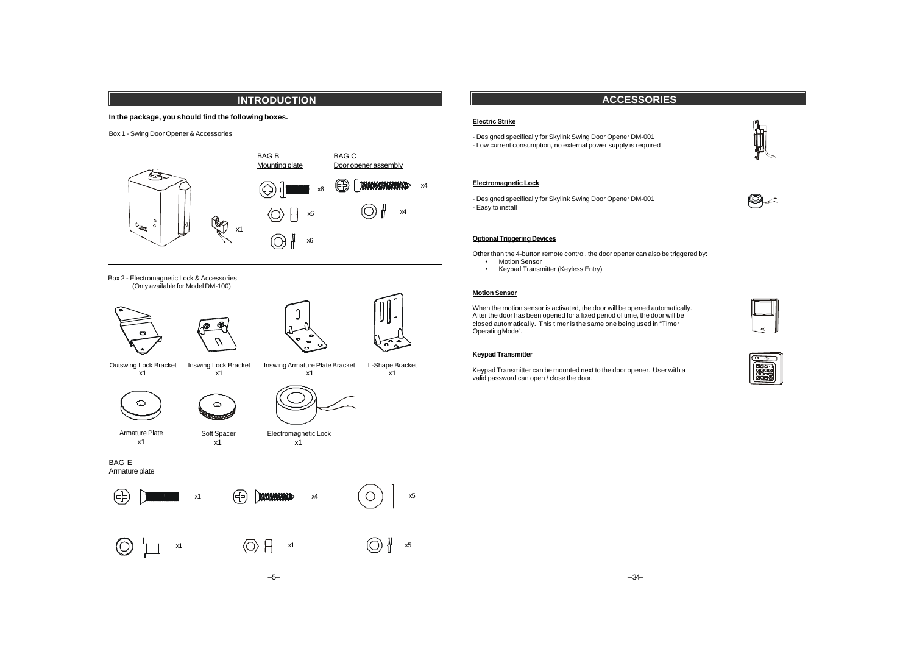## INTRODUCTION

**In the package, you should find the following boxes.**

Box 1 - Swing Door Opener & Accessories

x1

BAG B
Mounting plate

x6

x6

x6

BAG C
Door opener assembly

x4

x4

Box 2 - Electromagnetic Lock & Accessories
(Only available for Model DM-100)

Outswing Lock Bracket
x1

Inswing Lock Bracket
x1

Inswing Armature Plate Bracket
x1

L-Shape Bracket
x1

Armature Plate
x1

Soft Spacer
x1

Electromagnetic Lock
x1

BAG E
Armature plate

x1 x4 x5

x1 x1 x5

## ACCESSORIES

**Electric Strike**

- Designed specifically for Skylink Swing Door Opener DM-001
- Low current consumption, no external power supply is required

**Electromagnetic Lock**

- Designed specifically for Skylink Swing Door Opener DM-001
- Easy to install

**Optional Triggering Devices**

Other than the 4-button remote control, the door opener can also be triggered by:

- Motion Sensor
- Keypad Transmitter (Keyless Entry)

**Motion Sensor**

When the motion sensor is activated, the door will be opened automatically. After the door has been opened for a fixed period of time, the door will be closed automatically. This timer is the same one being used in "Timer Operating Mode".

**Keypad Transmitter**

Keypad Transmitter can be mounted next to the door opener. User with a valid password can open / close the door.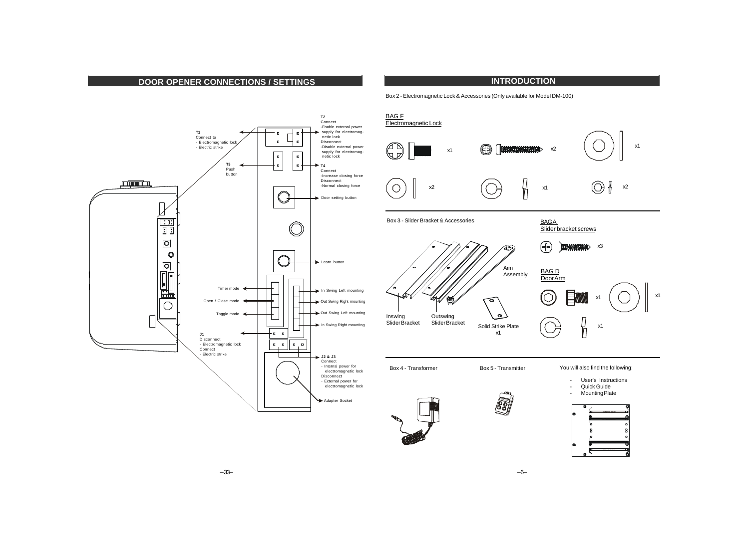## DOOR OPENER CONNECTIONS / SETTINGS

**T2**
Connect
-Enable external power supply for electromagnetic lock
Disconnect
-Disable external power supply for electromagnetic lock

**T1**
Connect to
- Electromagnetic lock
- Electric strike

**T3**
Push button

**T4**
Connect
-Increase closing force
Disconnect
-Normal closing force

Door setting button

Learn button

Timer mode

Open / Close mode

Toggle mode

In Swing Left mounting

Out Swing Right mounting

Out Swing Left mounting

In Swing Right mounting

**J1**
Disconnect
- Electromagnetic lock
Connect
- Electric strike

**J2 & J3**
Connect
- Internal power for electromagnetic lock
Disconnect
- External power for electromagnetic lock

Adapter Socket

## INTRODUCTION

Box 2 - Electromagnetic Lock & Accessories (Only available for Model DM-100)

BAG F
Electromagnetic Lock

x1 x2 x1

x2 x1 x2

Box 3 - Slider Bracket & Accessories

Arm Assembly

Inswing Slider Bracket

Outswing Slider Bracket

Solid Strike Plate
x1

BAG A
Slider bracket screws

x3

BAG D
Door Arm

x1 x1

x1

Box 4 - Transformer

Box 5 - Transmitter

You will also find the following:

- User's Instructions
- Quick Guide
- Mounting Plate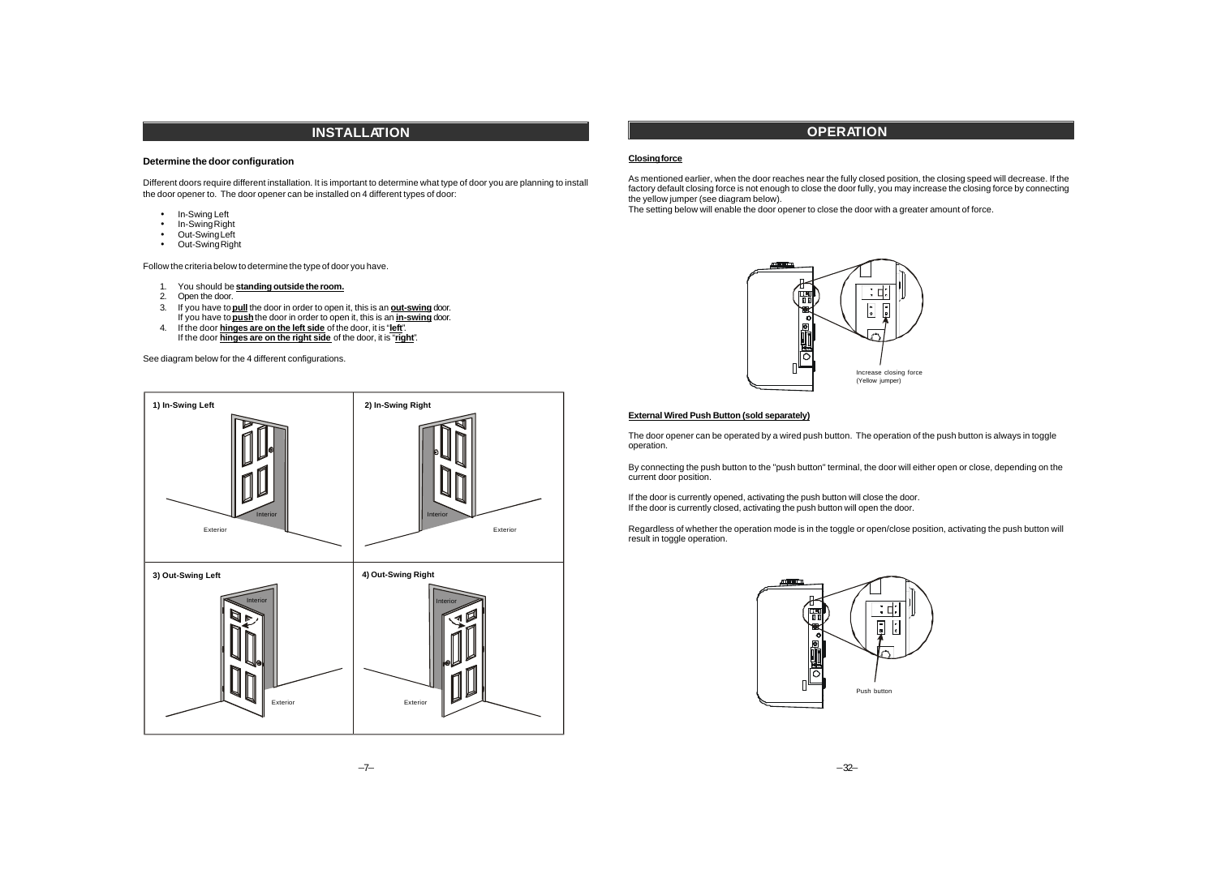## INSTALLATION

### Determine the door configuration

Different doors require different installation. It is important to determine what type of door you are planning to install the door opener to. The door opener can be installed on 4 different types of door:

- In-Swing Left
- In-Swing Right
- Out-Swing Left
- Out-Swing Right

Follow the criteria below to determine the type of door you have.

1. You should be **standing outside the room.**
2. Open the door.
3. If you have to **pull** the door in order to open it, this is an **out-swing** door.
   If you have to **push** the door in order to open it, this is an **in-swing** door.
4. If the door **hinges are on the left side** of the door, it is "**left**".
   If the door **hinges are on the right side** of the door, it is "**right**".

See diagram below for the 4 different configurations.

1) In-Swing Left — Interior, Exterior

2) In-Swing Right — Interior, Exterior

3) Out-Swing Left — Interior, Exterior

4) Out-Swing Right — Interior, Exterior

## OPERATION

### Closing force

As mentioned earlier, when the door reaches near the fully closed position, the closing speed will decrease. If the factory default closing force is not enough to close the door fully, you may increase the closing force by connecting the yellow jumper (see diagram below).
The setting below will enable the door opener to close the door with a greater amount of force.

Increase closing force (Yellow jumper)

### External Wired Push Button (sold separately)

The door opener can be operated by a wired push button. The operation of the push button is always in toggle operation.

By connecting the push button to the "push button" terminal, the door will either open or close, depending on the current door position.

If the door is currently opened, activating the push button will close the door.
If the door is currently closed, activating the push button will open the door.

Regardless of whether the operation mode is in the toggle or open/close position, activating the push button will result in toggle operation.

Push button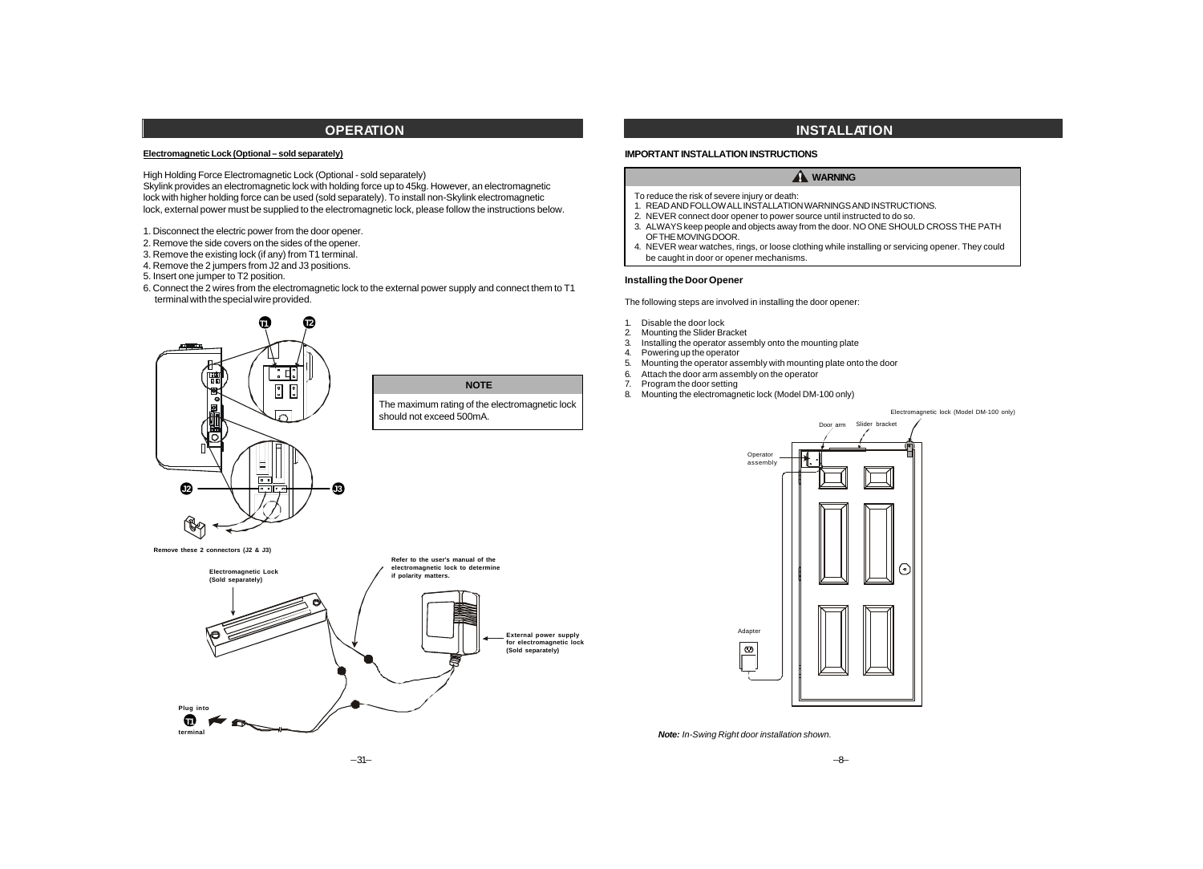## OPERATION

**Electromagnetic Lock (Optional – sold separately)**

High Holding Force Electromagnetic Lock (Optional - sold separately)
Skylink provides an electromagnetic lock with holding force up to 45kg. However, an electromagnetic lock with higher holding force can be used (sold separately). To install non-Skylink electromagnetic lock, external power must be supplied to the electromagnetic lock, please follow the instructions below.

1. Disconnect the electric power from the door opener.
2. Remove the side covers on the sides of the opener.
3. Remove the existing lock (if any) from T1 terminal.
4. Remove the 2 jumpers from J2 and J3 positions.
5. Insert one jumper to T2 position.
6. Connect the 2 wires from the electromagnetic lock to the external power supply and connect them to T1 terminal with the special wire provided.

T1 T2

J2 J3

Remove these 2 connectors (J2 & J3)

**NOTE**

The maximum rating of the electromagnetic lock should not exceed 500mA.

Electromagnetic Lock (Sold separately)

Refer to the user's manual of the electromagnetic lock to determine if polarity matters.

External power supply for electromagnetic lock (Sold separately)

Plug into T1 terminal

## INSTALLATION

**IMPORTANT INSTALLATION INSTRUCTIONS**

**⚠ WARNING**

To reduce the risk of severe injury or death:
1. READ AND FOLLOW ALL INSTALLATION WARNINGS AND INSTRUCTIONS.
2. NEVER connect door opener to power source until instructed to do so.
3. ALWAYS keep people and objects away from the door. NO ONE SHOULD CROSS THE PATH OF THE MOVING DOOR.
4. NEVER wear watches, rings, or loose clothing while installing or servicing opener. They could be caught in door or opener mechanisms.

**Installing the Door Opener**

The following steps are involved in installing the door opener:

1. Disable the door lock
2. Mounting the Slider Bracket
3. Installing the operator assembly onto the mounting plate
4. Powering up the operator
5. Mounting the operator assembly with mounting plate onto the door
6. Attach the door arm assembly on the operator
7. Program the door setting
8. Mounting the electromagnetic lock (Model DM-100 only)

Electromagnetic lock (Model DM-100 only)

Door arm

Slider bracket

Operator assembly

Adapter

***Note:*** *In-Swing Right door installation shown.*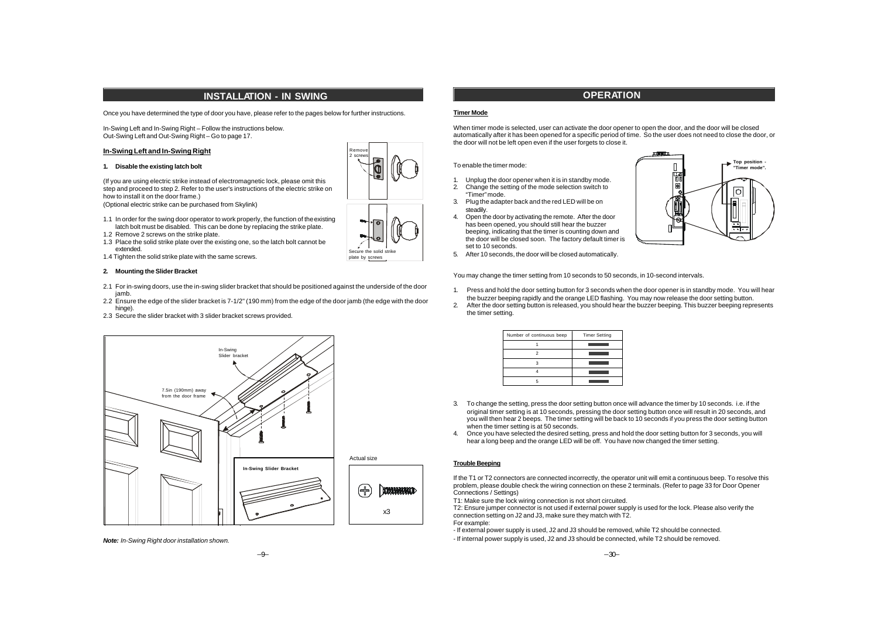## INSTALLATION - IN SWING

Once you have determined the type of door you have, please refer to the pages below for further instructions.

In-Swing Left and In-Swing Right – Follow the instructions below.
Out-Swing Left and Out-Swing Right – Go to page 17.

### In-Swing Left and In-Swing Right

**1. Disable the existing latch bolt**

(If you are using electric strike instead of electromagnetic lock, please omit this step and proceed to step 2. Refer to the user's instructions of the electric strike on how to install it on the door frame.)
(Optional electric strike can be purchased from Skylink)

1.1 In order for the swing door operator to work properly, the function of the existing latch bolt must be disabled. This can be done by replacing the strike plate.
1.2 Remove 2 screws on the strike plate.
1.3 Place the solid strike plate over the existing one, so the latch bolt cannot be extended.
1.4 Tighten the solid strike plate with the same screws.

Remove 2 screws

Secure the solid strike plate by screws

**2. Mounting the Slider Bracket**

2.1 For in-swing doors, use the in-swing slider bracket that should be positioned against the underside of the door jamb.
2.2 Ensure the edge of the slider bracket is 7-1/2" (190 mm) from the edge of the door jamb (the edge with the door hinge).
2.3 Secure the slider bracket with 3 slider bracket screws provided.

In-Swing Slider bracket

7.5in (190mm) away from the door frame

In-Swing Slider Bracket

Actual size

x3

*Note: In-Swing Right door installation shown.*

## OPERATION

**Timer Mode**

When timer mode is selected, user can activate the door opener to open the door, and the door will be closed automatically after it has been opened for a specific period of time. So the user does not need to close the door, or the door will not be left open even if the user forgets to close it.

To enable the timer mode:

1. Unplug the door opener when it is in standby mode.
2. Change the setting of the mode selection switch to "Timer" mode.
3. Plug the adapter back and the red LED will be on steadily.
4. Open the door by activating the remote. After the door has been opened, you should still hear the buzzer beeping, indicating that the timer is counting down and the door will be closed soon. The factory default timer is set to 10 seconds.
5. After 10 seconds, the door will be closed automatically.

Top position - "Timer mode".

You may change the timer setting from 10 seconds to 50 seconds, in 10-second intervals.

1. Press and hold the door setting button for 3 seconds when the door opener is in standby mode. You will hear the buzzer beeping rapidly and the orange LED flashing. You may now release the door setting button.
2. After the door setting button is released, you should hear the buzzer beeping. This buzzer beeping represents the timer setting.

| Number of continuous beep | Timer Setting |
|---|---|
| 1 | |
| 2 | |
| 3 | |
| 4 | |
| 5 | |

3. To change the setting, press the door setting button once will advance the timer by 10 seconds. i.e. if the original timer setting is at 10 seconds, pressing the door setting button once will result in 20 seconds, and you will then hear 2 beeps. The timer setting will be back to 10 seconds if you press the door setting button when the timer setting is at 50 seconds.
4. Once you have selected the desired setting, press and hold the door setting button for 3 seconds, you will hear a long beep and the orange LED will be off. You have now changed the timer setting.

**Trouble Beeping**

If the T1 or T2 connectors are connected incorrectly, the operator unit will emit a continuous beep. To resolve this problem, please double check the wiring connection on these 2 terminals. (Refer to page 33 for Door Opener Connections / Settings)

T1: Make sure the lock wiring connection is not short circuited.
T2: Ensure jumper connector is not used if external power supply is used for the lock. Please also verify the connection setting on J2 and J3, make sure they match with T2.
For example:
- If external power supply is used, J2 and J3 should be removed, while T2 should be connected.
- If internal power supply is used, J2 and J3 should be connected, while T2 should be removed.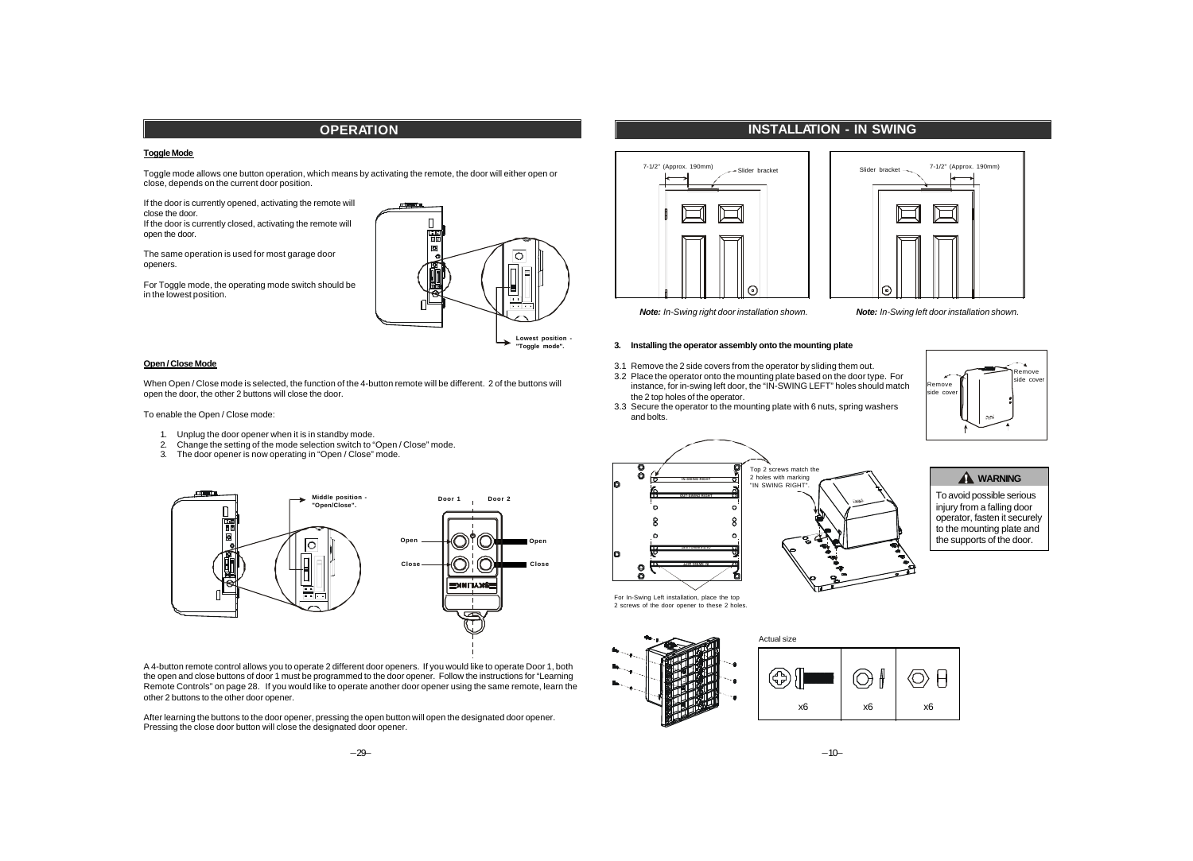## OPERATION

### Toggle Mode

Toggle mode allows one button operation, which means by activating the remote, the door will either open or close, depends on the current door position.

If the door is currently opened, activating the remote will close the door.
If the door is currently closed, activating the remote will open the door.

The same operation is used for most garage door openers.

For Toggle mode, the operating mode switch should be in the lowest position.

Lowest position - "Toggle mode".

### Open / Close Mode

When Open / Close mode is selected, the function of the 4-button remote will be different. 2 of the buttons will open the door, the other 2 buttons will close the door.

To enable the Open / Close mode:

1. Unplug the door opener when it is in standby mode.
2. Change the setting of the mode selection switch to "Open / Close" mode.
3. The door opener is now operating in "Open / Close" mode.

Middle position - "Open/Close".

Door 1 | Door 2

Open | Open

Close | Close

A 4-button remote control allows you to operate 2 different door openers. If you would like to operate Door 1, both the open and close buttons of door 1 must be programmed to the door opener. Follow the instructions for "Learning Remote Controls" on page 28. If you would like to operate another door opener using the same remote, learn the other 2 buttons to the other door opener.

After learning the buttons to the door opener, pressing the open button will open the designated door opener. Pressing the close door button will close the designated door opener.

## INSTALLATION - IN SWING

7-1/2" (Approx. 190mm) — Slider bracket

*Note: In-Swing right door installation shown.*

Slider bracket — 7-1/2" (Approx. 190mm)

*Note: In-Swing left door installation shown.*

**3. Installing the operator assembly onto the mounting plate**

3.1 Remove the 2 side covers from the operator by sliding them out.
3.2 Place the operator onto the mounting plate based on the door type. For instance, for in-swing left door, the "IN-SWING LEFT" holes should match the 2 top holes of the operator.
3.3 Secure the operator to the mounting plate with 6 nuts, spring washers and bolts.

Remove side cover | Remove side cover

Top 2 screws match the 2 holes with marking "IN SWING RIGHT".

For In-Swing Left installation, place the top 2 screws of the door opener to these 2 holes.

**WARNING**

To avoid possible serious injury from a falling door operator, fasten it securely to the mounting plate and the supports of the door.

Actual size

| Bolt | Spring washer | Nut |
|---|---|---|
| x6 | x6 | x6 |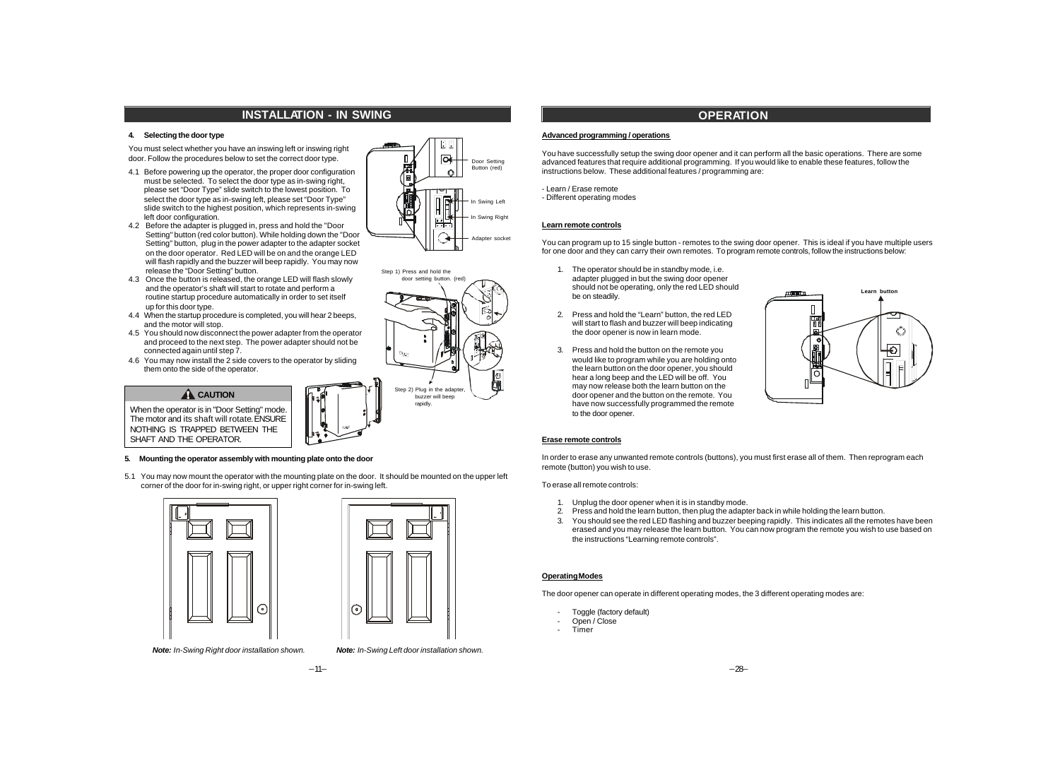## INSTALLATION - IN SWING

**4. Selecting the door type**

You must select whether you have an inswing left or inswing right door. Follow the procedures below to set the correct door type.

4.1 Before powering up the operator, the proper door configuration must be selected. To select the door type as in-swing right, please set "Door Type" slide switch to the lowest position. To select the door type as in-swing left, please set "Door Type" slide switch to the highest position, which represents in-swing left door configuration.

4.2 Before the adapter is plugged in, press and hold the "Door Setting" button (red color button). While holding down the "Door Setting" button, plug in the power adapter to the adapter socket on the door operator. Red LED will be on and the orange LED will flash rapidly and the buzzer will beep rapidly. You may now release the "Door Setting" button.

4.3 Once the button is released, the orange LED will flash slowly and the operator's shaft will start to rotate and perform a routine startup procedure automatically in order to set itself up for this door type.

4.4 When the startup procedure is completed, you will hear 2 beeps, and the motor will stop.

4.5 You should now disconnect the power adapter from the operator and proceed to the next step. The power adapter should not be connected again until step 7.

4.6 You may now install the 2 side covers to the operator by sliding them onto the side of the operator.

Door Setting Button (red)

In Swing Left

In Swing Right

Adapter socket

Step 1) Press and hold the door setting button. (red)

Step 2) Plug in the adapter, buzzer will beep rapidly.

**CAUTION**

When the operator is in "Door Setting" mode. The motor and its shaft will rotate. ENSURE NOTHING IS TRAPPED BETWEEN THE SHAFT AND THE OPERATOR.

**5. Mounting the operator assembly with mounting plate onto the door**

5.1 You may now mount the operator with the mounting plate on the door. It should be mounted on the upper left corner of the door for in-swing right, or upper right corner for in-swing left.

***Note:*** *In-Swing Right door installation shown.*

***Note:*** *In-Swing Left door installation shown.*

## OPERATION

**Advanced programming / operations**

You have successfully setup the swing door opener and it can perform all the basic operations. There are some advanced features that require additional programming. If you would like to enable these features, follow the instructions below. These additional features / programming are:

- Learn / Erase remote
- Different operating modes

**Learn remote controls**

You can program up to 15 single button - remotes to the swing door opener. This is ideal if you have multiple users for one door and they can carry their own remotes. To program remote controls, follow the instructions below:

1. The operator should be in standby mode, i.e. adapter plugged in but the swing door opener should not be operating, only the red LED should be on steadily.
2. Press and hold the "Learn" button, the red LED will start to flash and buzzer will beep indicating the door opener is now in learn mode.
3. Press and hold the button on the remote you would like to program while you are holding onto the learn button on the door opener, you should hear a long beep and the LED will be off. You may now release both the learn button on the door opener and the button on the remote. You have now successfully programmed the remote to the door opener.

**Learn button**

**Erase remote controls**

In order to erase any unwanted remote controls (buttons), you must first erase all of them. Then reprogram each remote (button) you wish to use.

To erase all remote controls:

1. Unplug the door opener when it is in standby mode.
2. Press and hold the learn button, then plug the adapter back in while holding the learn button.
3. You should see the red LED flashing and buzzer beeping rapidly. This indicates all the remotes have been erased and you may release the learn button. You can now program the remote you wish to use based on the instructions "Learning remote controls".

**Operating Modes**

The door opener can operate in different operating modes, the 3 different operating modes are:

- Toggle (factory default)
- Open / Close
- Timer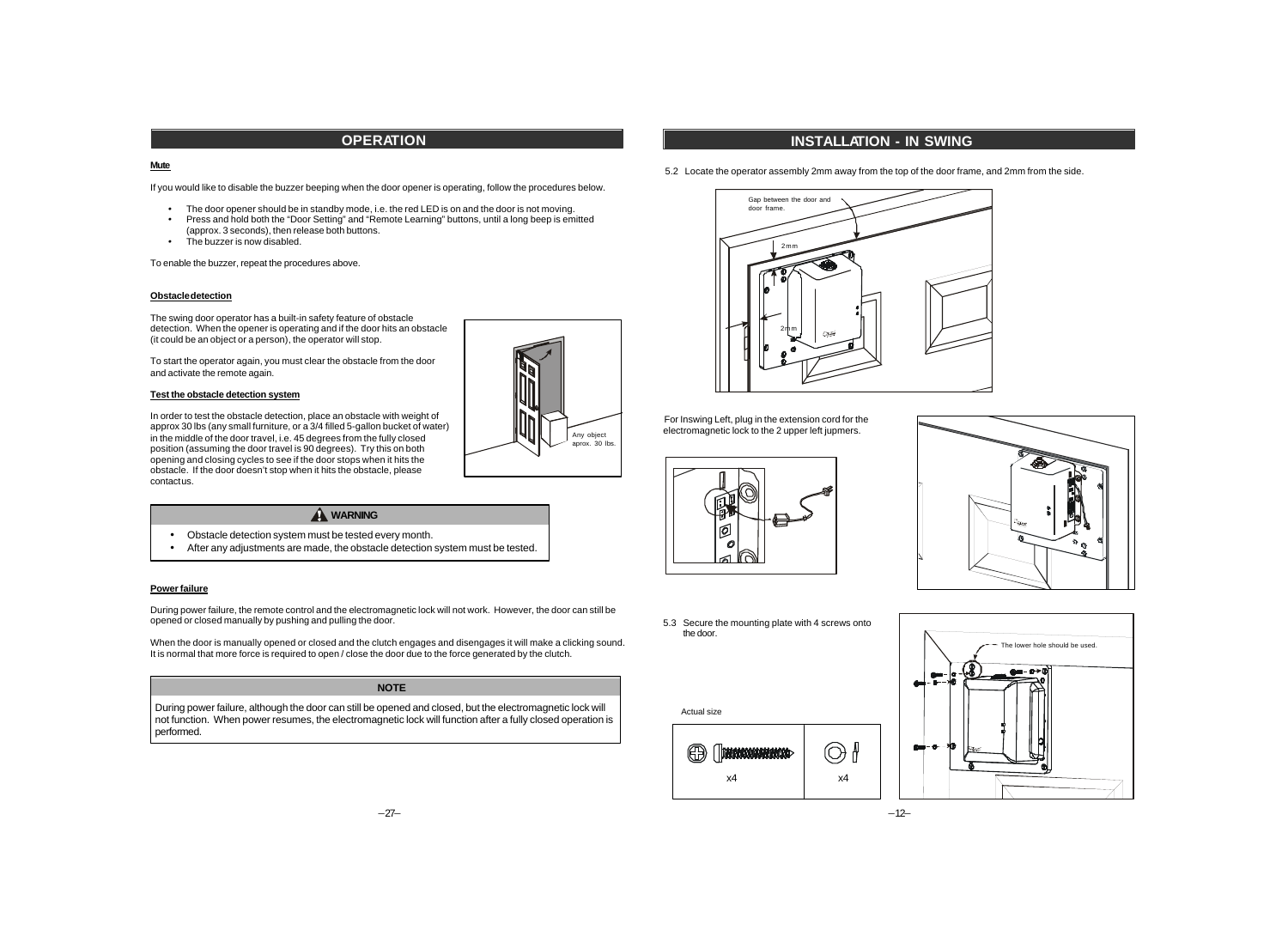## OPERATION

**Mute**

If you would like to disable the buzzer beeping when the door opener is operating, follow the procedures below.

- The door opener should be in standby mode, i.e. the red LED is on and the door is not moving.
- Press and hold both the "Door Setting" and "Remote Learning" buttons, until a long beep is emitted (approx. 3 seconds), then release both buttons.
- The buzzer is now disabled.

To enable the buzzer, repeat the procedures above.

**Obstacle detection**

The swing door operator has a built-in safety feature of obstacle detection. When the opener is operating and if the door hits an obstacle (it could be an object or a person), the operator will stop.

To start the operator again, you must clear the obstacle from the door and activate the remote again.

**Test the obstacle detection system**

In order to test the obstacle detection, place an obstacle with weight of approx 30 lbs (any small furniture, or a 3/4 filled 5-gallon bucket of water) in the middle of the door travel, i.e. 45 degrees from the fully closed position (assuming the door travel is 90 degrees). Try this on both opening and closing cycles to see if the door stops when it hits the obstacle. If the door doesn't stop when it hits the obstacle, please contact us.

Any object aprox. 30 lbs.

**WARNING**

- Obstacle detection system must be tested every month.
- After any adjustments are made, the obstacle detection system must be tested.

**Power failure**

During power failure, the remote control and the electromagnetic lock will not work. However, the door can still be opened or closed manually by pushing and pulling the door.

When the door is manually opened or closed and the clutch engages and disengages it will make a clicking sound. It is normal that more force is required to open / close the door due to the force generated by the clutch.

**NOTE**

During power failure, although the door can still be opened and closed, but the electromagnetic lock will not function. When power resumes, the electromagnetic lock will function after a fully closed operation is performed.

## INSTALLATION - IN SWING

5.2 Locate the operator assembly 2mm away from the top of the door frame, and 2mm from the side.

Gap between the door and door frame.

2mm

2mm

For Inswing Left, plug in the extension cord for the electromagnetic lock to the 2 upper left jupmers.

5.3 Secure the mounting plate with 4 screws onto the door.

The lower hole should be used.

Actual size

| x4 | x4 |
|---|---|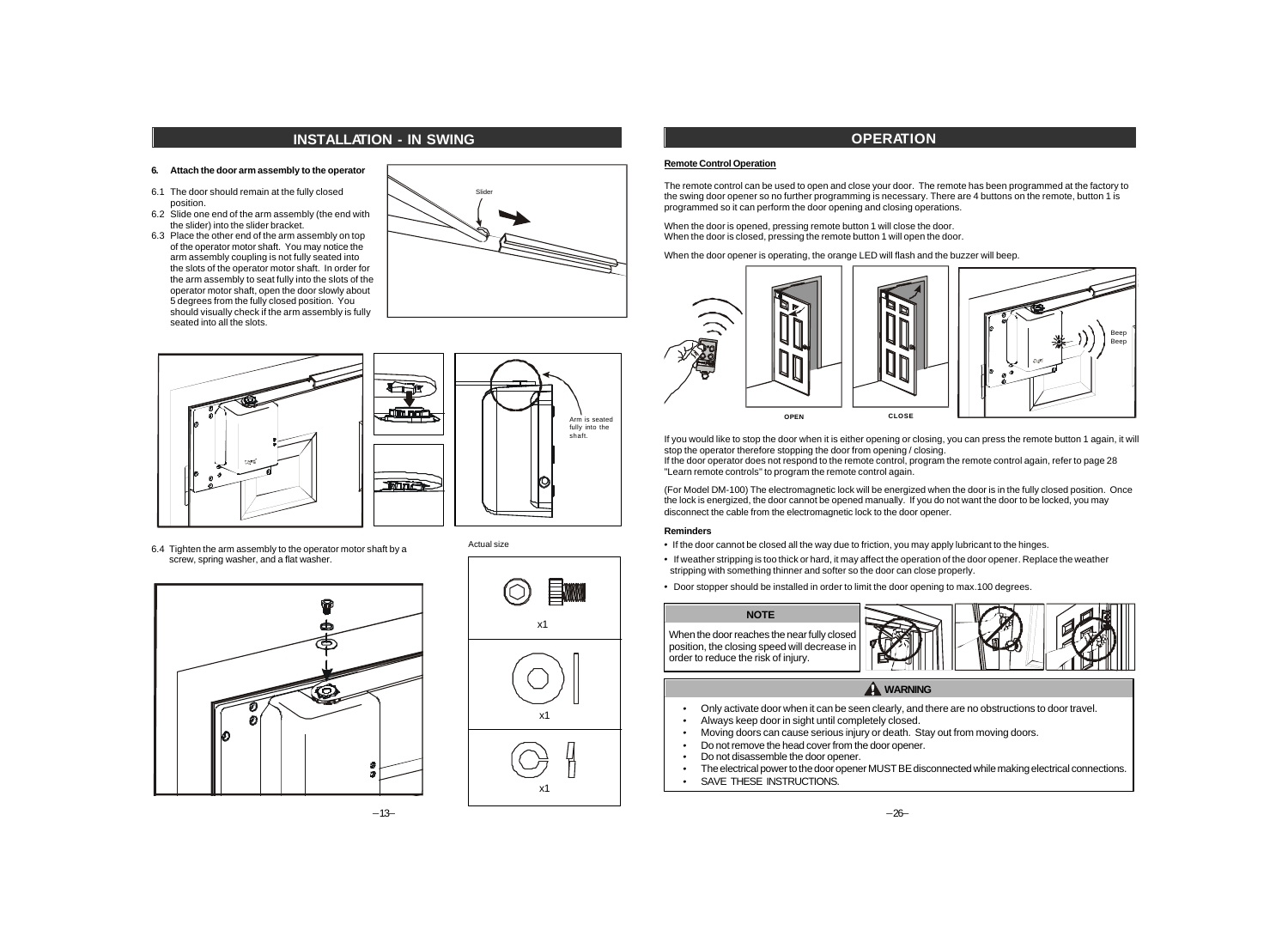## INSTALLATION - IN SWING

**6. Attach the door arm assembly to the operator**

6.1 The door should remain at the fully closed position.

6.2 Slide one end of the arm assembly (the end with the slider) into the slider bracket.

6.3 Place the other end of the arm assembly on top of the operator motor shaft. You may notice the arm assembly coupling is not fully seated into the slots of the operator motor shaft. In order for the arm assembly to seat fully into the slots of the operator motor shaft, open the door slowly about 5 degrees from the fully closed position. You should visually check if the arm assembly is fully seated into all the slots.

Slider

Arm is seated fully into the shaft.

6.4 Tighten the arm assembly to the operator motor shaft by a screw, spring washer, and a flat washer.

Actual size

x1

x1

x1

## OPERATION

**Remote Control Operation**

The remote control can be used to open and close your door. The remote has been programmed at the factory to the swing door opener so no further programming is necessary. There are 4 buttons on the remote, button 1 is programmed so it can perform the door opening and closing operations.

When the door is opened, pressing remote button 1 will close the door.
When the door is closed, pressing the remote button 1 will open the door.

When the door opener is operating, the orange LED will flash and the buzzer will beep.

OPEN

CLOSE

Beep
Beep

If you would like to stop the door when it is either opening or closing, you can press the remote button 1 again, it will stop the operator therefore stopping the door from opening / closing.
If the door operator does not respond to the remote control, program the remote control again, refer to page 28 "Learn remote controls" to program the remote control again.

(For Model DM-100) The electromagnetic lock will be energized when the door is in the fully closed position. Once the lock is energized, the door cannot be opened manually. If you do not want the door to be locked, you may disconnect the cable from the electromagnetic lock to the door opener.

**Reminders**

- If the door cannot be closed all the way due to friction, you may apply lubricant to the hinges.
- If weather stripping is too thick or hard, it may affect the operation of the door opener. Replace the weather stripping with something thinner and softer so the door can close properly.
- Door stopper should be installed in order to limit the door opening to max.100 degrees.

**NOTE**

When the door reaches the near fully closed position, the closing speed will decrease in order to reduce the risk of injury.

**WARNING**

- Only activate door when it can be seen clearly, and there are no obstructions to door travel.
- Always keep door in sight until completely closed.
- Moving doors can cause serious injury or death. Stay out from moving doors.
- Do not remove the head cover from the door opener.
- Do not disassemble the door opener.
- The electrical power to the door opener MUST BE disconnected while making electrical connections.
- SAVE THESE INSTRUCTIONS.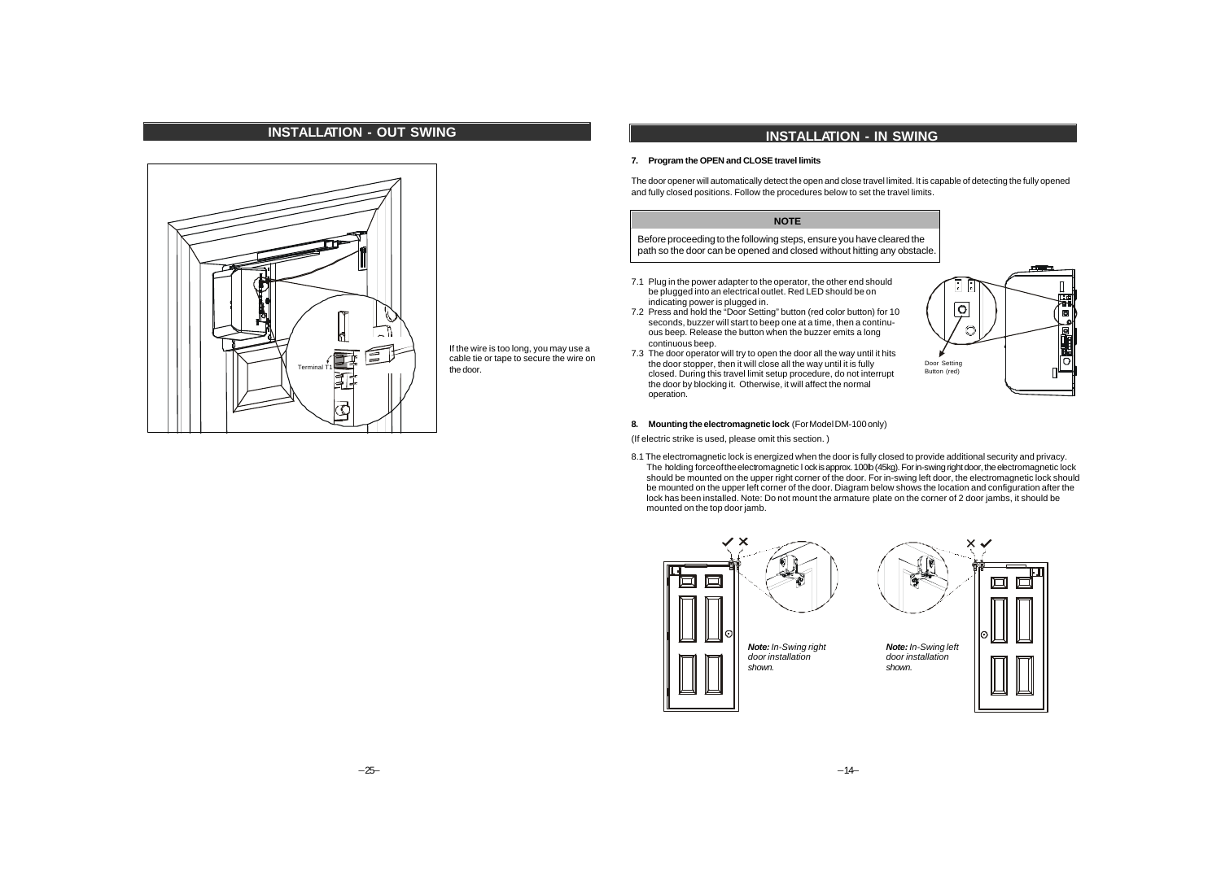## INSTALLATION - OUT SWING

Terminal T1

If the wire is too long, you may use a cable tie or tape to secure the wire on the door.

## INSTALLATION - IN SWING

**7. Program the OPEN and CLOSE travel limits**

The door opener will automatically detect the open and close travel limited. It is capable of detecting the fully opened and fully closed positions. Follow the procedures below to set the travel limits.

**NOTE**

Before proceeding to the following steps, ensure you have cleared the path so the door can be opened and closed without hitting any obstacle.

7.1 Plug in the power adapter to the operator, the other end should be plugged into an electrical outlet. Red LED should be on indicating power is plugged in.

7.2 Press and hold the "Door Setting" button (red color button) for 10 seconds, buzzer will start to beep one at a time, then a continuous beep. Release the button when the buzzer emits a long continuous beep.

7.3 The door operator will try to open the door all the way until it hits the door stopper, then it will close all the way until it is fully closed. During this travel limit setup procedure, do not interrupt the door by blocking it. Otherwise, it will affect the normal operation.

Door Setting Button (red)

**8. Mounting the electromagnetic lock** (For Model DM-100 only)

(If electric strike is used, please omit this section. )

8.1 The electromagnetic lock is energized when the door is fully closed to provide additional security and privacy. The holding force of the electromagnetic lock is approx. 100lb (45kg). For in-swing right door, the electromagnetic lock should be mounted on the upper right corner of the door. For in-swing left door, the electromagnetic lock should be mounted on the upper left corner of the door. Diagram below shows the location and configuration after the lock has been installed. Note: Do not mount the armature plate on the corner of 2 door jambs, it should be mounted on the top door jamb.

***Note:*** *In-Swing right door installation shown.*

***Note:*** *In-Swing left door installation shown.*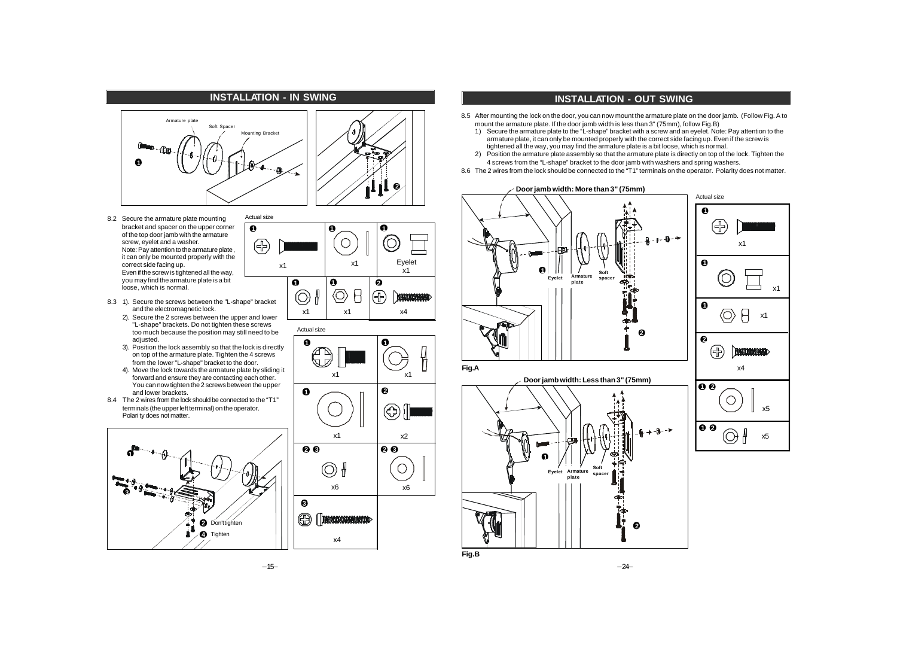## INSTALLATION - IN SWING

8.2 Secure the armature plate mounting bracket and spacer on the upper corner of the top door jamb with the armature screw, eyelet and a washer.
Note: Pay attention to the armature plate, it can only be mounted properly with the correct side facing up.
Even if the screw is tightened all the way, you may find the armature plate is a bit loose, which is normal.

8.3 1). Secure the screws between the "L-shape" bracket and the electromagnetic lock.
2). Secure the 2 screws between the upper and lower "L-shape" brackets. Do not tighten these screws too much because the position may still need to be adjusted.
3). Position the lock assembly so that the lock is directly on top of the armature plate. Tighten the 4 screws from the lower "L-shape" bracket to the door.
4). Move the lock towards the armature plate by sliding it forward and ensure they are contacting each other. You can now tighten the 2 screws between the upper and lower brackets.

8.4 The 2 wires from the lock should be connected to the "T1" terminals (the upper left terminal) on the operator. Polarity does not matter.

Actual size

| ❶ | ❶ | ❶ |
|---|---|---|
| x1 | x1 | Eyelet x1 |

| ❶ | ❶ | ❷ |
|---|---|---|
| x1 | x1 | x4 |

Actual size

| ❶ | ❶ |
|---|---|
| x1 | x1 |
| ❶ x1 | ❷ x2 |
| ❷ ❸ x6 | ❷ ❸ x6 |
| ❸ x4 | |

❷ Don't tighten
❹ Tighten

## INSTALLATION - OUT SWING

8.5 After mounting the lock on the door, you can now mount the armature plate on the door jamb. (Follow Fig. A to mount the armature plate. If the door jamb width is less than 3" (75mm), follow Fig.B)
1) Secure the armature plate to the "L-shape" bracket with a screw and an eyelet. Note: Pay attention to the armature plate, it can only be mounted properly with the correct side facing up. Even if the screw is tightened all the way, you may find the armature plate is a bit loose, which is normal.
2) Position the armature plate assembly so that the armature plate is directly on top of the lock. Tighten the 4 screws from the "L-shape" bracket to the door jamb with washers and spring washers.

8.6 The 2 wires from the lock should be connected to the "T1" terminals on the operator. Polarity does not matter.

Door jamb width: More than 3" (75mm)

Eyelet, Armature plate, Soft spacer

Fig.A

Door jamb width: Less than 3" (75mm)

Eyelet, Armature plate, Soft spacer

Fig.B

Actual size

| | |
|---|---|
| ❶ | x1 |
| ❶ | x1 |
| ❶ | x1 |
| ❷ | x4 |
| ❶ ❷ | x5 |
| ❶ ❷ | x5 |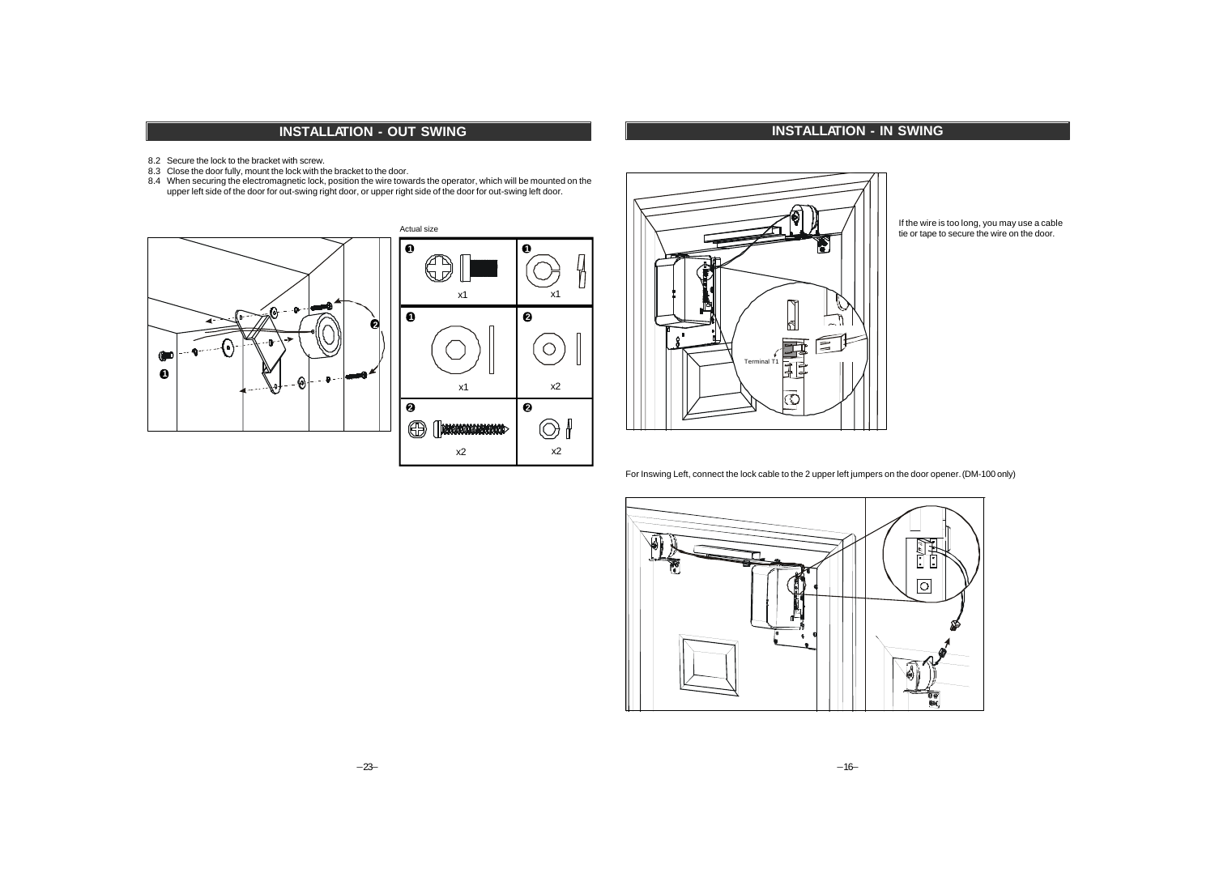## INSTALLATION - OUT SWING

8.2 Secure the lock to the bracket with screw.
8.3 Close the door fully, mount the lock with the bracket to the door.
8.4 When securing the electromagnetic lock, position the wire towards the operator, which will be mounted on the upper left side of the door for out-swing right door, or upper right side of the door for out-swing left door.

Actual size

| | |
|---|---|
| ❶ x1 | ❶ x1 |
| ❶ x1 | ❷ x2 |
| ❷ x2 | ❷ x2 |

## INSTALLATION - IN SWING

Terminal T1

If the wire is too long, you may use a cable tie or tape to secure the wire on the door.

For Inswing Left, connect the lock cable to the 2 upper left jumpers on the door opener. (DM-100 only)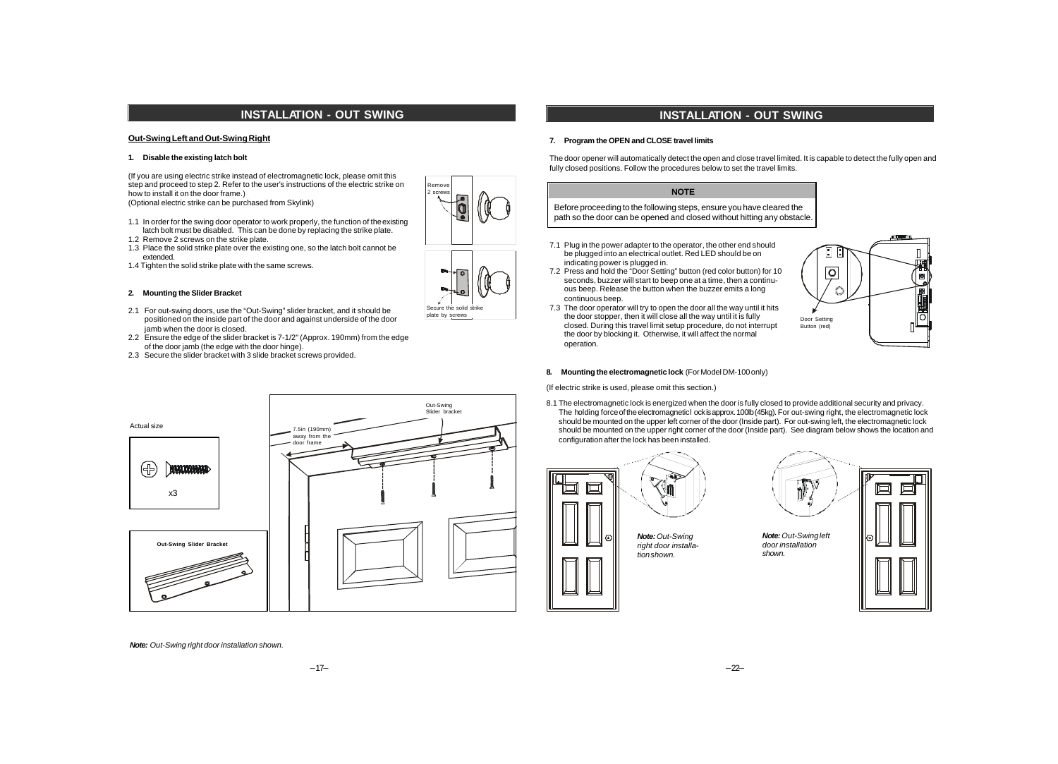# INSTALLATION - OUT SWING

**Out-Swing Left and Out-Swing Right**

### 1. Disable the existing latch bolt

(If you are using electric strike instead of electromagnetic lock, please omit this step and proceed to step 2. Refer to the user's instructions of the electric strike on how to install it on the door frame.)
(Optional electric strike can be purchased from Skylink)

1.1 In order for the swing door operator to work properly, the function of the existing latch bolt must be disabled. This can be done by replacing the strike plate.
1.2 Remove 2 screws on the strike plate.
1.3 Place the solid strike plate over the existing one, so the latch bolt cannot be extended.
1.4 Tighten the solid strike plate with the same screws.

Remove 2 screws

Secure the solid strike plate by screws

### 2. Mounting the Slider Bracket

2.1 For out-swing doors, use the "Out-Swing" slider bracket, and it should be positioned on the inside part of the door and against underside of the door jamb when the door is closed.
2.2 Ensure the edge of the slider bracket is 7-1/2" (Approx. 190mm) from the edge of the door jamb (the edge with the door hinge).
2.3 Secure the slider bracket with 3 slide bracket screws provided.

Actual size

x3

Out-Swing Slider Bracket

7.5in (190mm) away from the door frame

Out-Swing Slider bracket

***Note:*** *Out-Swing right door installation shown.*

# INSTALLATION - OUT SWING

### 7. Program the OPEN and CLOSE travel limits

The door opener will automatically detect the open and close travel limited. It is capable to detect the fully open and fully closed positions. Follow the procedures below to set the travel limits.

**NOTE**

Before proceeding to the following steps, ensure you have cleared the path so the door can be opened and closed without hitting any obstacle.

7.1 Plug in the power adapter to the operator, the other end should be plugged into an electrical outlet. Red LED should be on indicating power is plugged in.
7.2 Press and hold the "Door Setting" button (red color button) for 10 seconds, buzzer will start to beep one at a time, then a continuous beep. Release the button when the buzzer emits a long continuous beep.
7.3 The door operator will try to open the door all the way until it hits the door stopper, then it will close all the way until it is fully closed. During this travel limit setup procedure, do not interrupt the door by blocking it. Otherwise, it will affect the normal operation.

Door Setting Button (red)

### 8. Mounting the electromagnetic lock (For Model DM-100 only)

(If electric strike is used, please omit this section.)

8.1 The electromagnetic lock is energized when the door is fully closed to provide additional security and privacy. The holding force of the electromagnetic lock is approx. 100lb (45kg). For out-swing right, the electromagnetic lock should be mounted on the upper left corner of the door (Inside part). For out-swing left, the electromagnetic lock should be mounted on the upper right corner of the door (Inside part). See diagram below shows the location and configuration after the lock has been installed.

***Note:*** *Out-Swing right door installation shown.*

***Note:*** *Out-Swing left door installation shown.*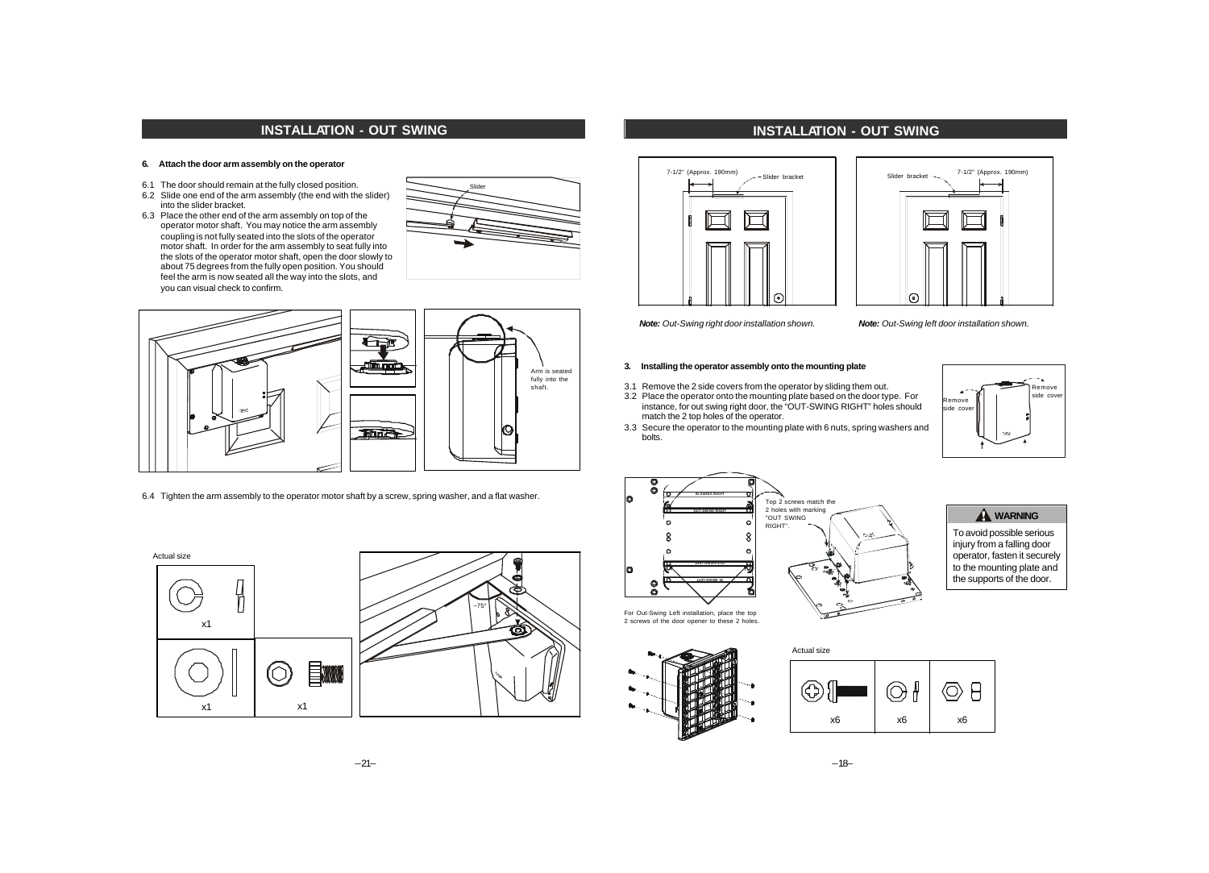## INSTALLATION - OUT SWING

**6. Attach the door arm assembly on the operator**

6.1 The door should remain at the fully closed position.
6.2 Slide one end of the arm assembly (the end with the slider) into the slider bracket.
6.3 Place the other end of the arm assembly on top of the operator motor shaft. You may notice the arm assembly coupling is not fully seated into the slots of the operator motor shaft. In order for the arm assembly to seat fully into the slots of the operator motor shaft, open the door slowly to about 75 degrees from the fully open position. You should feel the arm is now seated all the way into the slots, and you can visual check to confirm.

Slider

Arm is seated fully into the shaft.

6.4 Tighten the arm assembly to the operator motor shaft by a screw, spring washer, and a flat washer.

Actual size

x1

x1

x1

~75°

## INSTALLATION - OUT SWING

7-1/2" (Approx. 190mm) Slider bracket

*Note: Out-Swing right door installation shown.*

Slider bracket 7-1/2" (Approx. 190mm)

*Note: Out-Swing left door installation shown.*

**3. Installing the operator assembly onto the mounting plate**

3.1 Remove the 2 side covers from the operator by sliding them out.
3.2 Place the operator onto the mounting plate based on the door type. For instance, for out swing right door, the "OUT-SWING RIGHT" holes should match the 2 top holes of the operator.
3.3 Secure the operator to the mounting plate with 6 nuts, spring washers and bolts.

Remove side cover

Remove side cover

Top 2 screws match the 2 holes with marking "OUT SWING RIGHT".

For Out-Swing Left installation, place the top 2 screws of the door opener to these 2 holes.

**WARNING**

To avoid possible serious injury from a falling door operator, fasten it securely to the mounting plate and the supports of the door.

Actual size

| x6 | x6 | x6 |
| --- | --- | --- |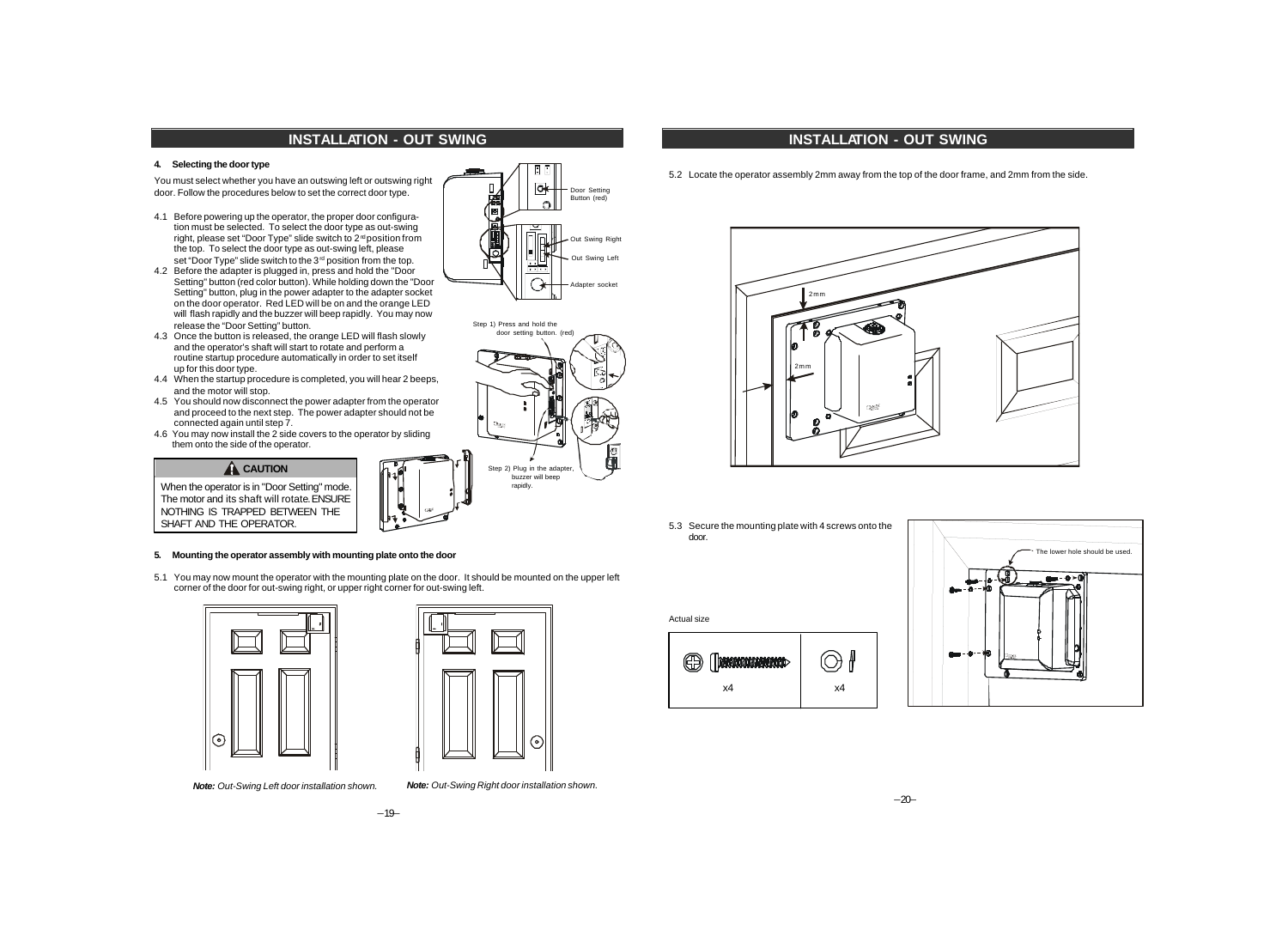## INSTALLATION - OUT SWING

**4. Selecting the door type**

You must select whether you have an outswing left or outswing right door. Follow the procedures below to set the correct door type.

4.1 Before powering up the operator, the proper door configuration must be selected. To select the door type as out-swing right, please set "Door Type" slide switch to 2nd position from the top. To select the door type as out-swing left, please set "Door Type" slide switch to the 3rd position from the top.

4.2 Before the adapter is plugged in, press and hold the "Door Setting" button (red color button). While holding down the "Door Setting" button, plug in the power adapter to the adapter socket on the door operator. Red LED will be on and the orange LED will flash rapidly and the buzzer will beep rapidly. You may now release the "Door Setting" button.

4.3 Once the button is released, the orange LED will flash slowly and the operator's shaft will start to rotate and perform a routine startup procedure automatically in order to set itself up for this door type.

4.4 When the startup procedure is completed, you will hear 2 beeps, and the motor will stop.

4.5 You should now disconnect the power adapter from the operator and proceed to the next step. The power adapter should not be connected again until step 7.

4.6 You may now install the 2 side covers to the operator by sliding them onto the side of the operator.

Door Setting Button (red)

Out Swing Right

Out Swing Left

Adapter socket

Step 1) Press and hold the door setting button. (red)

Step 2) Plug in the adapter, buzzer will beep rapidly.

**CAUTION**

When the operator is in "Door Setting" mode. The motor and its shaft will rotate. ENSURE NOTHING IS TRAPPED BETWEEN THE SHAFT AND THE OPERATOR.

**5. Mounting the operator assembly with mounting plate onto the door**

5.1 You may now mount the operator with the mounting plate on the door. It should be mounted on the upper left corner of the door for out-swing right, or upper right corner for out-swing left.

***Note:*** *Out-Swing Left door installation shown.*

***Note:*** *Out-Swing Right door installation shown.*

## INSTALLATION - OUT SWING

5.2 Locate the operator assembly 2mm away from the top of the door frame, and 2mm from the side.

2mm

2mm

5.3 Secure the mounting plate with 4 screws onto the door.

The lower hole should be used.

Actual size

x4

x4